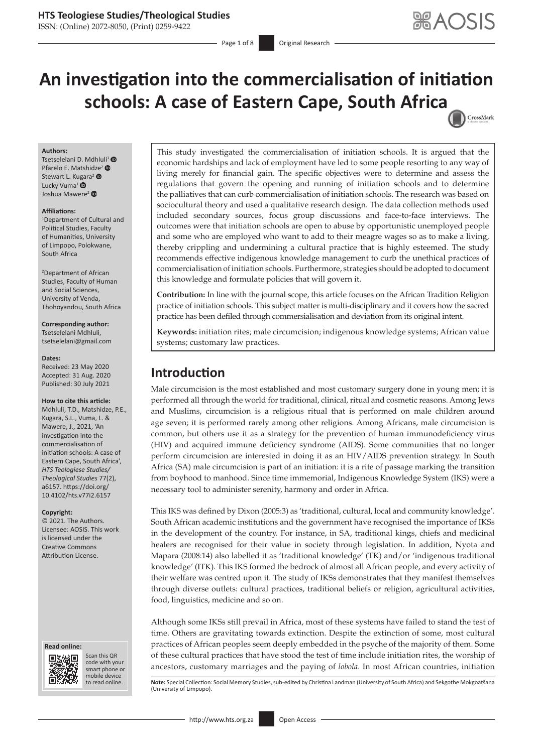# An investigation into the commercialisation of initiation schools: A case of Eastern Cape, South Africa

**Authors:**
Tsetselelani D. Mdhluli[1]
Pfarelo E. Matshidze[2]
Stewart L. Kugara[2]
Lucky Vuma[1]
Joshua Mawere[2]

**Affiliations:**
[1]Department of Cultural and Political Studies, Faculty of Humanities, University of Limpopo, Polokwane, South Africa

[2]Department of African Studies, Faculty of Human and Social Sciences, University of Venda, Thohoyandou, South Africa

**Corresponding author:**
Tsetselelani Mdhluli,
tsetselelani@gmail.com

**Dates:**
Received: 23 May 2020
Accepted: 31 Aug. 2020
Published: 30 July 2021

**How to cite this article:**
Mdhluli, T.D., Matshidze, P.E., Kugara, S.L., Vuma, L. & Mawere, J., 2021, 'An investigation into the commercialisation of initiation schools: A case of Eastern Cape, South Africa', *HTS Teologiese Studies/Theological Studies* 77(2), a6157. https://doi.org/10.4102/hts.v77i2.6157

**Copyright:**
© 2021. The Authors. Licensee: AOSIS. This work is licensed under the Creative Commons Attribution License.

This study investigated the commercialisation of initiation schools. It is argued that the economic hardships and lack of employment have led to some people resorting to any way of living merely for financial gain. The specific objectives were to determine and assess the regulations that govern the opening and running of initiation schools and to determine the palliatives that can curb commercialisation of initiation schools. The research was based on sociocultural theory and used a qualitative research design. The data collection methods used included secondary sources, focus group discussions and face-to-face interviews. The outcomes were that initiation schools are open to abuse by opportunistic unemployed people and some who are employed who want to add to their meagre wages so as to make a living, thereby crippling and undermining a cultural practice that is highly esteemed. The study recommends effective indigenous knowledge management to curb the unethical practices of commercialisation of initiation schools. Furthermore, strategies should be adopted to document this knowledge and formulate policies that will govern it.

**Contribution:** In line with the journal scope, this article focuses on the African Tradition Religion practice of initiation schools. This subject matter is multi-disciplinary and it covers how the sacred practice has been defiled through commersialisation and deviation from its original intent.

**Keywords:** initiation rites; male circumcision; indigenous knowledge systems; African value systems; customary law practices.

## Introduction

Male circumcision is the most established and most customary surgery done in young men; it is performed all through the world for traditional, clinical, ritual and cosmetic reasons. Among Jews and Muslims, circumcision is a religious ritual that is performed on male children around age seven; it is performed rarely among other religions. Among Africans, male circumcision is common, but others use it as a strategy for the prevention of human immunodeficiency virus (HIV) and acquired immune deficiency syndrome (AIDS). Some communities that no longer perform circumcision are interested in doing it as an HIV/AIDS prevention strategy. In South Africa (SA) male circumcision is part of an initiation: it is a rite of passage marking the transition from boyhood to manhood. Since time immemorial, Indigenous Knowledge System (IKS) were a necessary tool to administer serenity, harmony and order in Africa.

This IKS was defined by Dixon (2005:3) as 'traditional, cultural, local and community knowledge'. South African academic institutions and the government have recognised the importance of IKSs in the development of the country. For instance, in SA, traditional kings, chiefs and medicinal healers are recognised for their value in society through legislation. In addition, Nyota and Mapara (2008:14) also labelled it as 'traditional knowledge' (TK) and/or 'indigenous traditional knowledge' (ITK). This IKS formed the bedrock of almost all African people, and every activity of their welfare was centred upon it. The study of IKSs demonstrates that they manifest themselves through diverse outlets: cultural practices, traditional beliefs or religion, agricultural activities, food, linguistics, medicine and so on.

Although some IKSs still prevail in Africa, most of these systems have failed to stand the test of time. Others are gravitating towards extinction. Despite the extinction of some, most cultural practices of African peoples seem deeply embedded in the psyche of the majority of them. Some of these cultural practices that have stood the test of time include initiation rites, the worship of ancestors, customary marriages and the paying of *lobola*. In most African countries, initiation

**Note:** Special Collection: Social Memory Studies, sub-edited by Christina Landman (University of South Africa) and Sekgothe Mokgoatšana (University of Limpopo).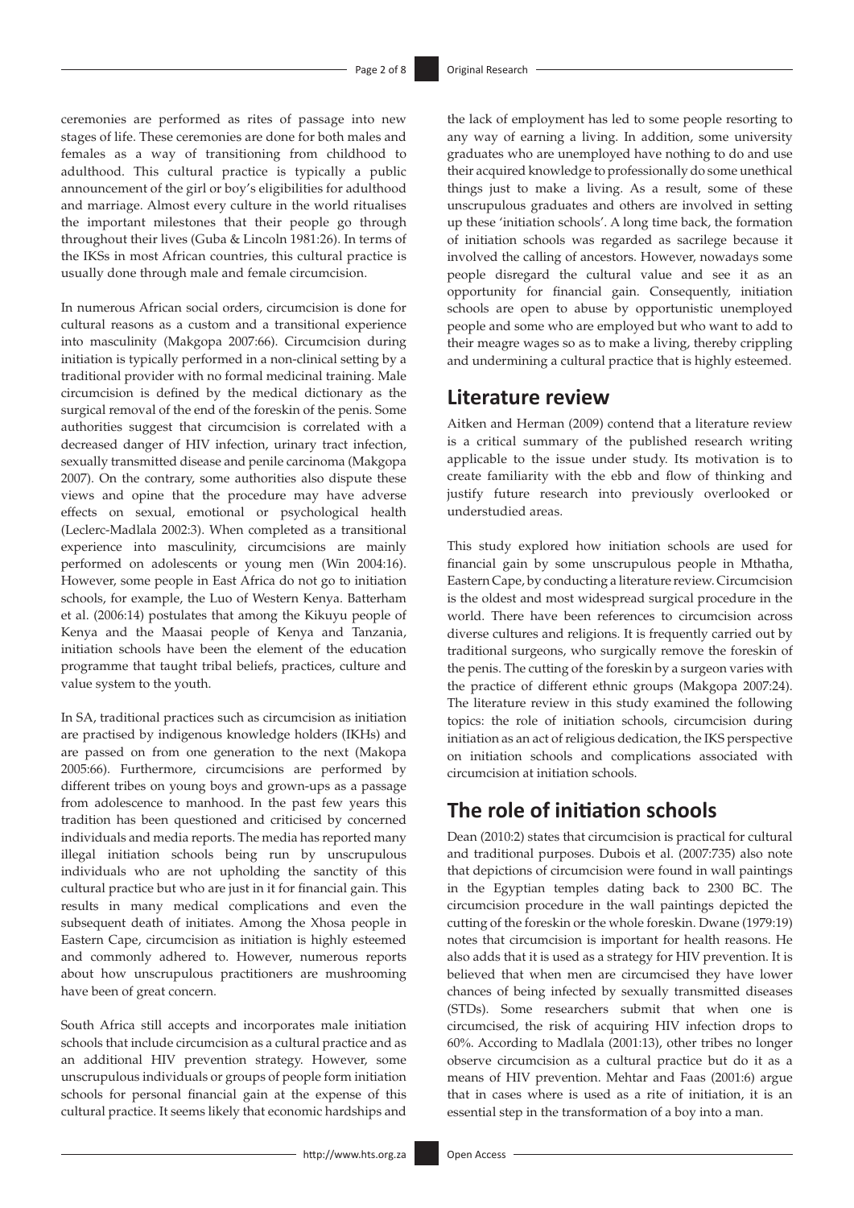ceremonies are performed as rites of passage into new stages of life. These ceremonies are done for both males and females as a way of transitioning from childhood to adulthood. This cultural practice is typically a public announcement of the girl or boy's eligibilities for adulthood and marriage. Almost every culture in the world ritualises the important milestones that their people go through throughout their lives (Guba & Lincoln 1981:26). In terms of the IKSs in most African countries, this cultural practice is usually done through male and female circumcision.

In numerous African social orders, circumcision is done for cultural reasons as a custom and a transitional experience into masculinity (Makgopa 2007:66). Circumcision during initiation is typically performed in a non-clinical setting by a traditional provider with no formal medicinal training. Male circumcision is defined by the medical dictionary as the surgical removal of the end of the foreskin of the penis. Some authorities suggest that circumcision is correlated with a decreased danger of HIV infection, urinary tract infection, sexually transmitted disease and penile carcinoma (Makgopa 2007). On the contrary, some authorities also dispute these views and opine that the procedure may have adverse effects on sexual, emotional or psychological health (Leclerc-Madlala 2002:3). When completed as a transitional experience into masculinity, circumcisions are mainly performed on adolescents or young men (Win 2004:16). However, some people in East Africa do not go to initiation schools, for example, the Luo of Western Kenya. Batterham et al. (2006:14) postulates that among the Kikuyu people of Kenya and the Maasai people of Kenya and Tanzania, initiation schools have been the element of the education programme that taught tribal beliefs, practices, culture and value system to the youth.

In SA, traditional practices such as circumcision as initiation are practised by indigenous knowledge holders (IKHs) and are passed on from one generation to the next (Makopa 2005:66). Furthermore, circumcisions are performed by different tribes on young boys and grown-ups as a passage from adolescence to manhood. In the past few years this tradition has been questioned and criticised by concerned individuals and media reports. The media has reported many illegal initiation schools being run by unscrupulous individuals who are not upholding the sanctity of this cultural practice but who are just in it for financial gain. This results in many medical complications and even the subsequent death of initiates. Among the Xhosa people in Eastern Cape, circumcision as initiation is highly esteemed and commonly adhered to. However, numerous reports about how unscrupulous practitioners are mushrooming have been of great concern.

South Africa still accepts and incorporates male initiation schools that include circumcision as a cultural practice and as an additional HIV prevention strategy. However, some unscrupulous individuals or groups of people form initiation schools for personal financial gain at the expense of this cultural practice. It seems likely that economic hardships and the lack of employment has led to some people resorting to any way of earning a living. In addition, some university graduates who are unemployed have nothing to do and use their acquired knowledge to professionally do some unethical things just to make a living. As a result, some of these unscrupulous graduates and others are involved in setting up these 'initiation schools'. A long time back, the formation of initiation schools was regarded as sacrilege because it involved the calling of ancestors. However, nowadays some people disregard the cultural value and see it as an opportunity for financial gain. Consequently, initiation schools are open to abuse by opportunistic unemployed people and some who are employed but who want to add to their meagre wages so as to make a living, thereby crippling and undermining a cultural practice that is highly esteemed.

## Literature review

Aitken and Herman (2009) contend that a literature review is a critical summary of the published research writing applicable to the issue under study. Its motivation is to create familiarity with the ebb and flow of thinking and justify future research into previously overlooked or understudied areas.

This study explored how initiation schools are used for financial gain by some unscrupulous people in Mthatha, Eastern Cape, by conducting a literature review. Circumcision is the oldest and most widespread surgical procedure in the world. There have been references to circumcision across diverse cultures and religions. It is frequently carried out by traditional surgeons, who surgically remove the foreskin of the penis. The cutting of the foreskin by a surgeon varies with the practice of different ethnic groups (Makgopa 2007:24). The literature review in this study examined the following topics: the role of initiation schools, circumcision during initiation as an act of religious dedication, the IKS perspective on initiation schools and complications associated with circumcision at initiation schools.

## The role of initiation schools

Dean (2010:2) states that circumcision is practical for cultural and traditional purposes. Dubois et al. (2007:735) also note that depictions of circumcision were found in wall paintings in the Egyptian temples dating back to 2300 BC. The circumcision procedure in the wall paintings depicted the cutting of the foreskin or the whole foreskin. Dwane (1979:19) notes that circumcision is important for health reasons. He also adds that it is used as a strategy for HIV prevention. It is believed that when men are circumcised they have lower chances of being infected by sexually transmitted diseases (STDs). Some researchers submit that when one is circumcised, the risk of acquiring HIV infection drops to 60%. According to Madlala (2001:13), other tribes no longer observe circumcision as a cultural practice but do it as a means of HIV prevention. Mehtar and Faas (2001:6) argue that in cases where is used as a rite of initiation, it is an essential step in the transformation of a boy into a man.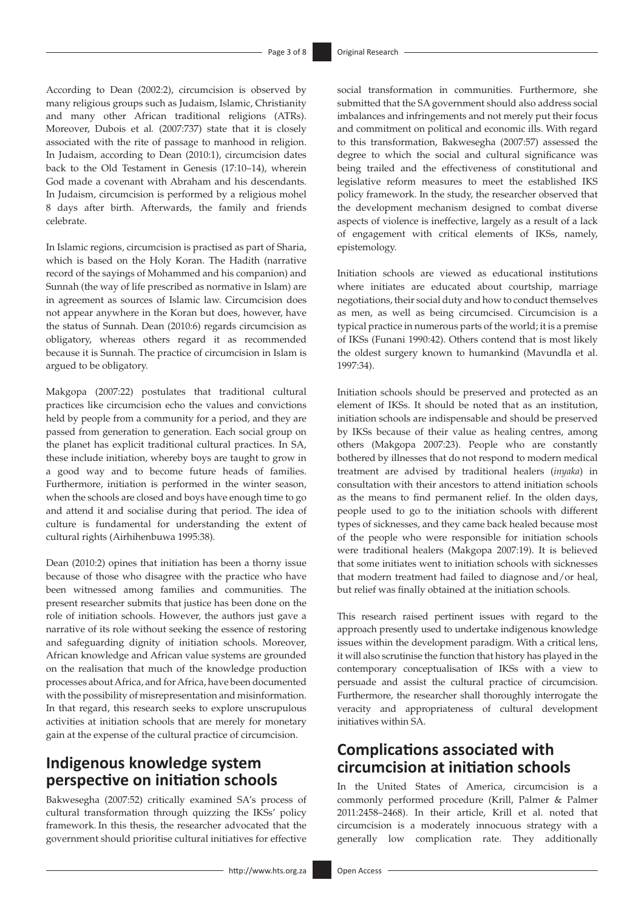According to Dean (2002:2), circumcision is observed by many religious groups such as Judaism, Islamic, Christianity and many other African traditional religions (ATRs). Moreover, Dubois et al. (2007:737) state that it is closely associated with the rite of passage to manhood in religion. In Judaism, according to Dean (2010:1), circumcision dates back to the Old Testament in Genesis (17:10–14), wherein God made a covenant with Abraham and his descendants. In Judaism, circumcision is performed by a religious mohel 8 days after birth. Afterwards, the family and friends celebrate.

In Islamic regions, circumcision is practised as part of Sharia, which is based on the Holy Koran. The Hadith (narrative record of the sayings of Mohammed and his companion) and Sunnah (the way of life prescribed as normative in Islam) are in agreement as sources of Islamic law. Circumcision does not appear anywhere in the Koran but does, however, have the status of Sunnah. Dean (2010:6) regards circumcision as obligatory, whereas others regard it as recommended because it is Sunnah. The practice of circumcision in Islam is argued to be obligatory.

Makgopa (2007:22) postulates that traditional cultural practices like circumcision echo the values and convictions held by people from a community for a period, and they are passed from generation to generation. Each social group on the planet has explicit traditional cultural practices. In SA, these include initiation, whereby boys are taught to grow in a good way and to become future heads of families. Furthermore, initiation is performed in the winter season, when the schools are closed and boys have enough time to go and attend it and socialise during that period. The idea of culture is fundamental for understanding the extent of cultural rights (Airhihenbuwa 1995:38).

Dean (2010:2) opines that initiation has been a thorny issue because of those who disagree with the practice who have been witnessed among families and communities. The present researcher submits that justice has been done on the role of initiation schools. However, the authors just gave a narrative of its role without seeking the essence of restoring and safeguarding dignity of initiation schools. Moreover, African knowledge and African value systems are grounded on the realisation that much of the knowledge production processes about Africa, and for Africa, have been documented with the possibility of misrepresentation and misinformation. In that regard, this research seeks to explore unscrupulous activities at initiation schools that are merely for monetary gain at the expense of the cultural practice of circumcision.

## Indigenous knowledge system perspective on initiation schools

Bakwesegha (2007:52) critically examined SA's process of cultural transformation through quizzing the IKSs' policy framework. In this thesis, the researcher advocated that the government should prioritise cultural initiatives for effective social transformation in communities. Furthermore, she submitted that the SA government should also address social imbalances and infringements and not merely put their focus and commitment on political and economic ills. With regard to this transformation, Bakwesegha (2007:57) assessed the degree to which the social and cultural significance was being trailed and the effectiveness of constitutional and legislative reform measures to meet the established IKS policy framework. In the study, the researcher observed that the development mechanism designed to combat diverse aspects of violence is ineffective, largely as a result of a lack of engagement with critical elements of IKSs, namely, epistemology.

Initiation schools are viewed as educational institutions where initiates are educated about courtship, marriage negotiations, their social duty and how to conduct themselves as men, as well as being circumcised. Circumcision is a typical practice in numerous parts of the world; it is a premise of IKSs (Funani 1990:42). Others contend that is most likely the oldest surgery known to humankind (Mavundla et al. 1997:34).

Initiation schools should be preserved and protected as an element of IKSs. It should be noted that as an institution, initiation schools are indispensable and should be preserved by IKSs because of their value as healing centres, among others (Makgopa 2007:23). People who are constantly bothered by illnesses that do not respond to modern medical treatment are advised by traditional healers (*inyaka*) in consultation with their ancestors to attend initiation schools as the means to find permanent relief. In the olden days, people used to go to the initiation schools with different types of sicknesses, and they came back healed because most of the people who were responsible for initiation schools were traditional healers (Makgopa 2007:19). It is believed that some initiates went to initiation schools with sicknesses that modern treatment had failed to diagnose and/or heal, but relief was finally obtained at the initiation schools.

This research raised pertinent issues with regard to the approach presently used to undertake indigenous knowledge issues within the development paradigm. With a critical lens, it will also scrutinise the function that history has played in the contemporary conceptualisation of IKSs with a view to persuade and assist the cultural practice of circumcision. Furthermore, the researcher shall thoroughly interrogate the veracity and appropriateness of cultural development initiatives within SA.

## Complications associated with circumcision at initiation schools

In the United States of America, circumcision is a commonly performed procedure (Krill, Palmer & Palmer 2011:2458–2468). In their article, Krill et al. noted that circumcision is a moderately innocuous strategy with a generally low complication rate. They additionally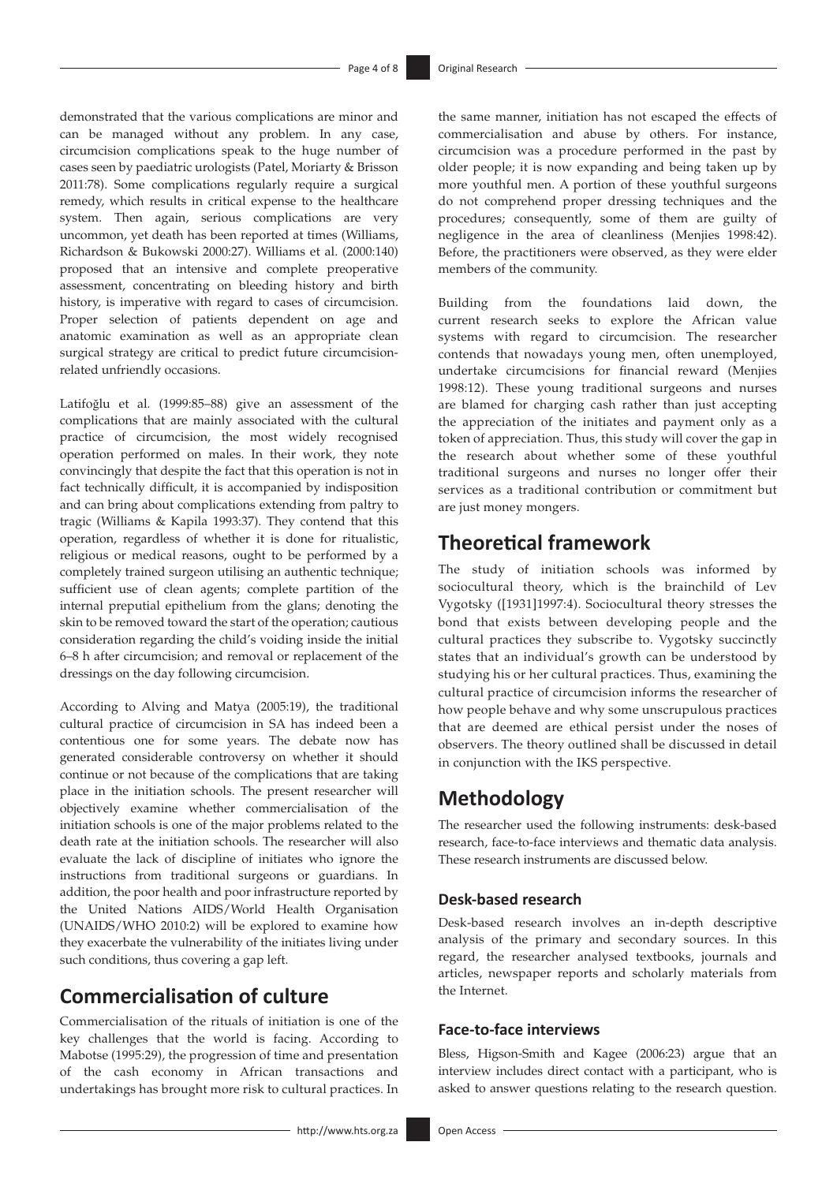demonstrated that the various complications are minor and can be managed without any problem. In any case, circumcision complications speak to the huge number of cases seen by paediatric urologists (Patel, Moriarty & Brisson 2011:78). Some complications regularly require a surgical remedy, which results in critical expense to the healthcare system. Then again, serious complications are very uncommon, yet death has been reported at times (Williams, Richardson & Bukowski 2000:27). Williams et al. (2000:140) proposed that an intensive and complete preoperative assessment, concentrating on bleeding history and birth history, is imperative with regard to cases of circumcision. Proper selection of patients dependent on age and anatomic examination as well as an appropriate clean surgical strategy are critical to predict future circumcision-related unfriendly occasions.

Latifoğlu et al. (1999:85–88) give an assessment of the complications that are mainly associated with the cultural practice of circumcision, the most widely recognised operation performed on males. In their work, they note convincingly that despite the fact that this operation is not in fact technically difficult, it is accompanied by indisposition and can bring about complications extending from paltry to tragic (Williams & Kapila 1993:37). They contend that this operation, regardless of whether it is done for ritualistic, religious or medical reasons, ought to be performed by a completely trained surgeon utilising an authentic technique; sufficient use of clean agents; complete partition of the internal preputial epithelium from the glans; denoting the skin to be removed toward the start of the operation; cautious consideration regarding the child's voiding inside the initial 6–8 h after circumcision; and removal or replacement of the dressings on the day following circumcision.

According to Alving and Matya (2005:19), the traditional cultural practice of circumcision in SA has indeed been a contentious one for some years. The debate now has generated considerable controversy on whether it should continue or not because of the complications that are taking place in the initiation schools. The present researcher will objectively examine whether commercialisation of the initiation schools is one of the major problems related to the death rate at the initiation schools. The researcher will also evaluate the lack of discipline of initiates who ignore the instructions from traditional surgeons or guardians. In addition, the poor health and poor infrastructure reported by the United Nations AIDS/World Health Organisation (UNAIDS/WHO 2010:2) will be explored to examine how they exacerbate the vulnerability of the initiates living under such conditions, thus covering a gap left.

## Commercialisation of culture

Commercialisation of the rituals of initiation is one of the key challenges that the world is facing. According to Mabotse (1995:29), the progression of time and presentation of the cash economy in African transactions and undertakings has brought more risk to cultural practices. In the same manner, initiation has not escaped the effects of commercialisation and abuse by others. For instance, circumcision was a procedure performed in the past by older people; it is now expanding and being taken up by more youthful men. A portion of these youthful surgeons do not comprehend proper dressing techniques and the procedures; consequently, some of them are guilty of negligence in the area of cleanliness (Menjies 1998:42). Before, the practitioners were observed, as they were elder members of the community.

Building from the foundations laid down, the current research seeks to explore the African value systems with regard to circumcision. The researcher contends that nowadays young men, often unemployed, undertake circumcisions for financial reward (Menjies 1998:12). These young traditional surgeons and nurses are blamed for charging cash rather than just accepting the appreciation of the initiates and payment only as a token of appreciation. Thus, this study will cover the gap in the research about whether some of these youthful traditional surgeons and nurses no longer offer their services as a traditional contribution or commitment but are just money mongers.

## Theoretical framework

The study of initiation schools was informed by sociocultural theory, which is the brainchild of Lev Vygotsky ([1931]1997:4). Sociocultural theory stresses the bond that exists between developing people and the cultural practices they subscribe to. Vygotsky succinctly states that an individual's growth can be understood by studying his or her cultural practices. Thus, examining the cultural practice of circumcision informs the researcher of how people behave and why some unscrupulous practices that are deemed are ethical persist under the noses of observers. The theory outlined shall be discussed in detail in conjunction with the IKS perspective.

## Methodology

The researcher used the following instruments: desk-based research, face-to-face interviews and thematic data analysis. These research instruments are discussed below.

### Desk-based research

Desk-based research involves an in-depth descriptive analysis of the primary and secondary sources. In this regard, the researcher analysed textbooks, journals and articles, newspaper reports and scholarly materials from the Internet.

### Face-to-face interviews

Bless, Higson-Smith and Kagee (2006:23) argue that an interview includes direct contact with a participant, who is asked to answer questions relating to the research question.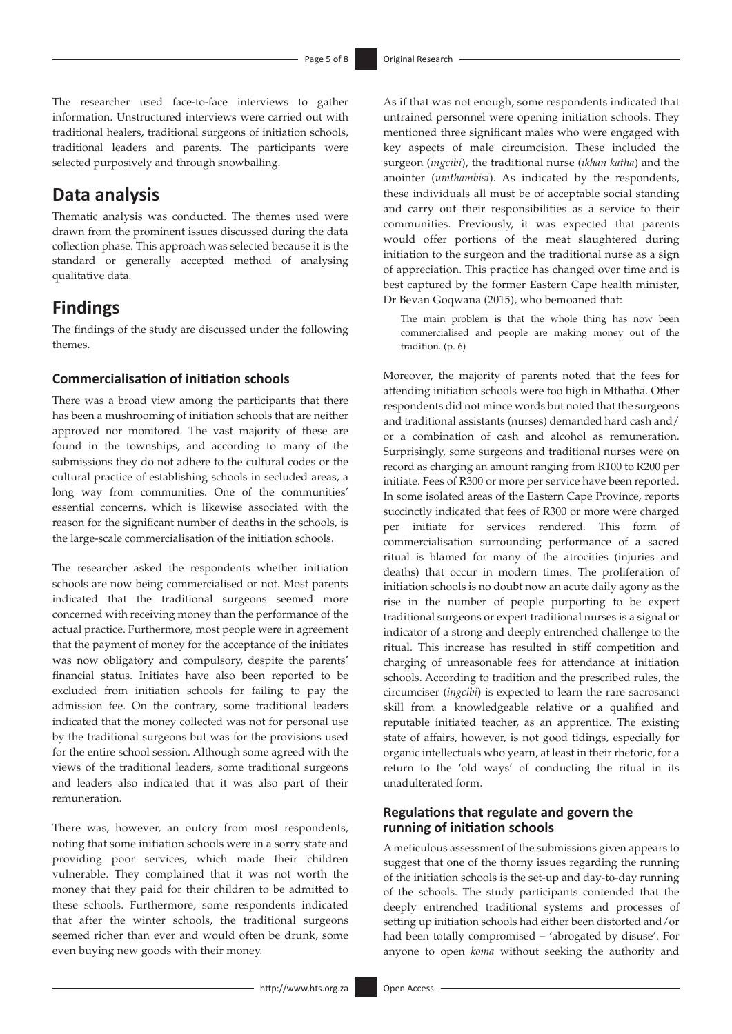The researcher used face-to-face interviews to gather information. Unstructured interviews were carried out with traditional healers, traditional surgeons of initiation schools, traditional leaders and parents. The participants were selected purposively and through snowballing.

## Data analysis

Thematic analysis was conducted. The themes used were drawn from the prominent issues discussed during the data collection phase. This approach was selected because it is the standard or generally accepted method of analysing qualitative data.

## Findings

The findings of the study are discussed under the following themes.

### Commercialisation of initiation schools

There was a broad view among the participants that there has been a mushrooming of initiation schools that are neither approved nor monitored. The vast majority of these are found in the townships, and according to many of the submissions they do not adhere to the cultural codes or the cultural practice of establishing schools in secluded areas, a long way from communities. One of the communities' essential concerns, which is likewise associated with the reason for the significant number of deaths in the schools, is the large-scale commercialisation of the initiation schools.

The researcher asked the respondents whether initiation schools are now being commercialised or not. Most parents indicated that the traditional surgeons seemed more concerned with receiving money than the performance of the actual practice. Furthermore, most people were in agreement that the payment of money for the acceptance of the initiates was now obligatory and compulsory, despite the parents' financial status. Initiates have also been reported to be excluded from initiation schools for failing to pay the admission fee. On the contrary, some traditional leaders indicated that the money collected was not for personal use by the traditional surgeons but was for the provisions used for the entire school session. Although some agreed with the views of the traditional leaders, some traditional surgeons and leaders also indicated that it was also part of their remuneration.

There was, however, an outcry from most respondents, noting that some initiation schools were in a sorry state and providing poor services, which made their children vulnerable. They complained that it was not worth the money that they paid for their children to be admitted to these schools. Furthermore, some respondents indicated that after the winter schools, the traditional surgeons seemed richer than ever and would often be drunk, some even buying new goods with their money.

As if that was not enough, some respondents indicated that untrained personnel were opening initiation schools. They mentioned three significant males who were engaged with key aspects of male circumcision. These included the surgeon (*ingcibi*), the traditional nurse (*ikhan katha*) and the anointer (*umthambisi*). As indicated by the respondents, these individuals all must be of acceptable social standing and carry out their responsibilities as a service to their communities. Previously, it was expected that parents would offer portions of the meat slaughtered during initiation to the surgeon and the traditional nurse as a sign of appreciation. This practice has changed over time and is best captured by the former Eastern Cape health minister, Dr Bevan Goqwana (2015), who bemoaned that:

> The main problem is that the whole thing has now been commercialised and people are making money out of the tradition. (p. 6)

Moreover, the majority of parents noted that the fees for attending initiation schools were too high in Mthatha. Other respondents did not mince words but noted that the surgeons and traditional assistants (nurses) demanded hard cash and/or a combination of cash and alcohol as remuneration. Surprisingly, some surgeons and traditional nurses were on record as charging an amount ranging from R100 to R200 per initiate. Fees of R300 or more per service have been reported. In some isolated areas of the Eastern Cape Province, reports succinctly indicated that fees of R300 or more were charged per initiate for services rendered. This form of commercialisation surrounding performance of a sacred ritual is blamed for many of the atrocities (injuries and deaths) that occur in modern times. The proliferation of initiation schools is no doubt now an acute daily agony as the rise in the number of people purporting to be expert traditional surgeons or expert traditional nurses is a signal or indicator of a strong and deeply entrenched challenge to the ritual. This increase has resulted in stiff competition and charging of unreasonable fees for attendance at initiation schools. According to tradition and the prescribed rules, the circumciser (*ingcibi*) is expected to learn the rare sacrosanct skill from a knowledgeable relative or a qualified and reputable initiated teacher, as an apprentice. The existing state of affairs, however, is not good tidings, especially for organic intellectuals who yearn, at least in their rhetoric, for a return to the 'old ways' of conducting the ritual in its unadulterated form.

### Regulations that regulate and govern the running of initiation schools

A meticulous assessment of the submissions given appears to suggest that one of the thorny issues regarding the running of the initiation schools is the set-up and day-to-day running of the schools. The study participants contended that the deeply entrenched traditional systems and processes of setting up initiation schools had either been distorted and/or had been totally compromised – 'abrogated by disuse'. For anyone to open *koma* without seeking the authority and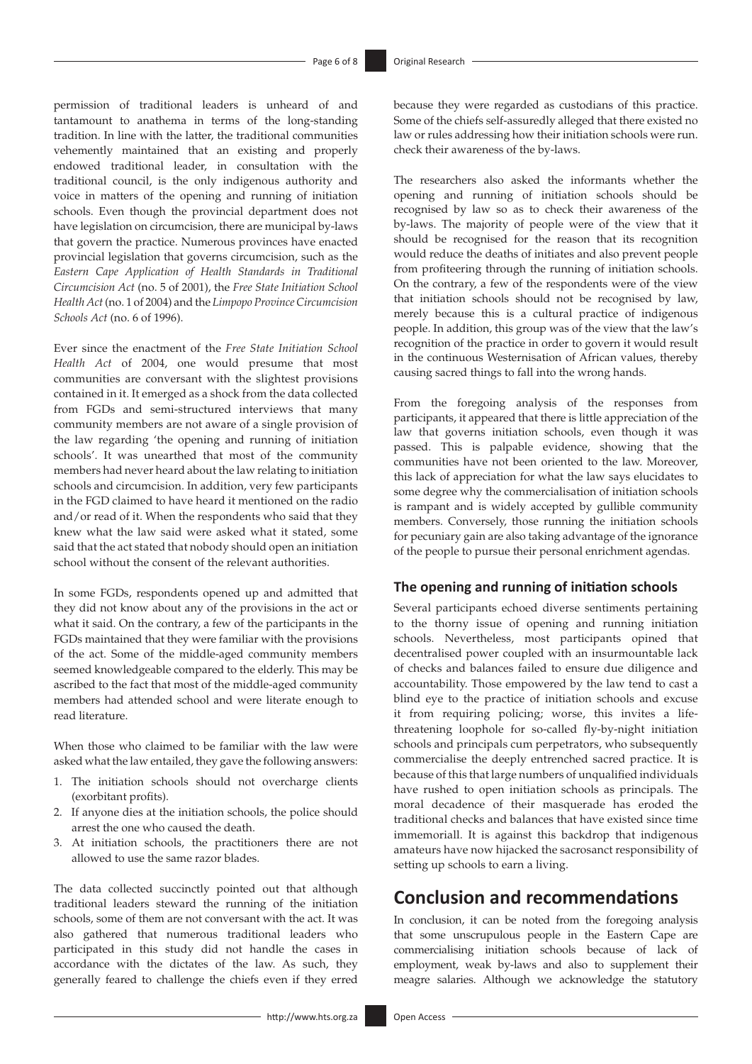permission of traditional leaders is unheard of and tantamount to anathema in terms of the long-standing tradition. In line with the latter, the traditional communities vehemently maintained that an existing and properly endowed traditional leader, in consultation with the traditional council, is the only indigenous authority and voice in matters of the opening and running of initiation schools. Even though the provincial department does not have legislation on circumcision, there are municipal by-laws that govern the practice. Numerous provinces have enacted provincial legislation that governs circumcision, such as the *Eastern Cape Application of Health Standards in Traditional Circumcision Act* (no. 5 of 2001), the *Free State Initiation School Health Act* (no. 1 of 2004) and the *Limpopo Province Circumcision Schools Act* (no. 6 of 1996).

Ever since the enactment of the *Free State Initiation School Health Act* of 2004, one would presume that most communities are conversant with the slightest provisions contained in it. It emerged as a shock from the data collected from FGDs and semi-structured interviews that many community members are not aware of a single provision of the law regarding 'the opening and running of initiation schools'. It was unearthed that most of the community members had never heard about the law relating to initiation schools and circumcision. In addition, very few participants in the FGD claimed to have heard it mentioned on the radio and/or read of it. When the respondents who said that they knew what the law said were asked what it stated, some said that the act stated that nobody should open an initiation school without the consent of the relevant authorities.

In some FGDs, respondents opened up and admitted that they did not know about any of the provisions in the act or what it said. On the contrary, a few of the participants in the FGDs maintained that they were familiar with the provisions of the act. Some of the middle-aged community members seemed knowledgeable compared to the elderly. This may be ascribed to the fact that most of the middle-aged community members had attended school and were literate enough to read literature.

When those who claimed to be familiar with the law were asked what the law entailed, they gave the following answers:

1. The initiation schools should not overcharge clients (exorbitant profits).
2. If anyone dies at the initiation schools, the police should arrest the one who caused the death.
3. At initiation schools, the practitioners there are not allowed to use the same razor blades.

The data collected succinctly pointed out that although traditional leaders steward the running of the initiation schools, some of them are not conversant with the act. It was also gathered that numerous traditional leaders who participated in this study did not handle the cases in accordance with the dictates of the law. As such, they generally feared to challenge the chiefs even if they erred because they were regarded as custodians of this practice. Some of the chiefs self-assuredly alleged that there existed no law or rules addressing how their initiation schools were run. check their awareness of the by-laws.

The researchers also asked the informants whether the opening and running of initiation schools should be recognised by law so as to check their awareness of the by-laws. The majority of people were of the view that it should be recognised for the reason that its recognition would reduce the deaths of initiates and also prevent people from profiteering through the running of initiation schools. On the contrary, a few of the respondents were of the view that initiation schools should not be recognised by law, merely because this is a cultural practice of indigenous people. In addition, this group was of the view that the law's recognition of the practice in order to govern it would result in the continuous Westernisation of African values, thereby causing sacred things to fall into the wrong hands.

From the foregoing analysis of the responses from participants, it appeared that there is little appreciation of the law that governs initiation schools, even though it was passed. This is palpable evidence, showing that the communities have not been oriented to the law. Moreover, this lack of appreciation for what the law says elucidates to some degree why the commercialisation of initiation schools is rampant and is widely accepted by gullible community members. Conversely, those running the initiation schools for pecuniary gain are also taking advantage of the ignorance of the people to pursue their personal enrichment agendas.

### The opening and running of initiation schools

Several participants echoed diverse sentiments pertaining to the thorny issue of opening and running initiation schools. Nevertheless, most participants opined that decentralised power coupled with an insurmountable lack of checks and balances failed to ensure due diligence and accountability. Those empowered by the law tend to cast a blind eye to the practice of initiation schools and excuse it from requiring policing; worse, this invites a life-threatening loophole for so-called fly-by-night initiation schools and principals cum perpetrators, who subsequently commercialise the deeply entrenched sacred practice. It is because of this that large numbers of unqualified individuals have rushed to open initiation schools as principals. The moral decadence of their masquerade has eroded the traditional checks and balances that have existed since time immemoriall. It is against this backdrop that indigenous amateurs have now hijacked the sacrosanct responsibility of setting up schools to earn a living.

## Conclusion and recommendations

In conclusion, it can be noted from the foregoing analysis that some unscrupulous people in the Eastern Cape are commercialising initiation schools because of lack of employment, weak by-laws and also to supplement their meagre salaries. Although we acknowledge the statutory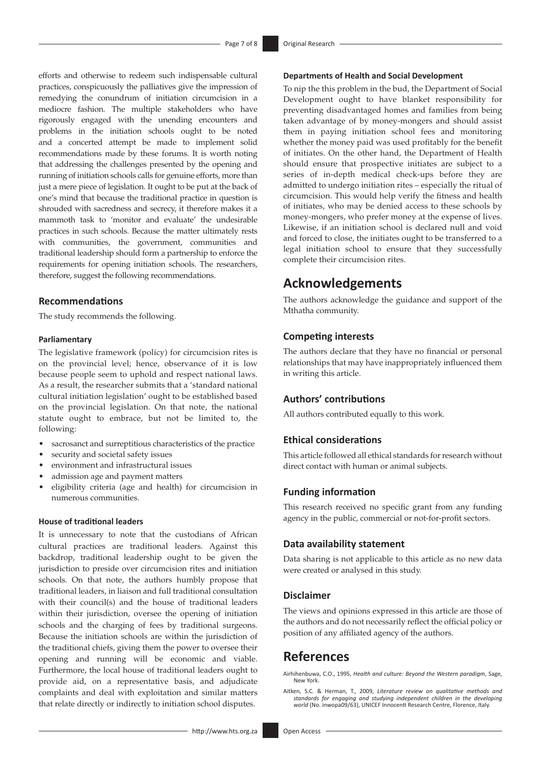efforts and otherwise to redeem such indispensable cultural practices, conspicuously the palliatives give the impression of remedying the conundrum of initiation circumcision in a mediocre fashion. The multiple stakeholders who have rigorously engaged with the unending encounters and problems in the initiation schools ought to be noted and a concerted attempt be made to implement solid recommendations made by these forums. It is worth noting that addressing the challenges presented by the opening and running of initiation schools calls for genuine efforts, more than just a mere piece of legislation. It ought to be put at the back of one's mind that because the traditional practice in question is shrouded with sacredness and secrecy, it therefore makes it a mammoth task to 'monitor and evaluate' the undesirable practices in such schools. Because the matter ultimately rests with communities, the government, communities and traditional leadership should form a partnership to enforce the requirements for opening initiation schools. The researchers, therefore, suggest the following recommendations.

### Recommendations

The study recommends the following.

#### Parliamentary

The legislative framework (policy) for circumcision rites is on the provincial level; hence, observance of it is low because people seem to uphold and respect national laws. As a result, the researcher submits that a 'standard national cultural initiation legislation' ought to be established based on the provincial legislation. On that note, the national statute ought to embrace, but not be limited to, the following:

- sacrosanct and surreptitious characteristics of the practice
- security and societal safety issues
- environment and infrastructural issues
- admission age and payment matters
- eligibility criteria (age and health) for circumcision in numerous communities.

#### House of traditional leaders

It is unnecessary to note that the custodians of African cultural practices are traditional leaders. Against this backdrop, traditional leadership ought to be given the jurisdiction to preside over circumcision rites and initiation schools. On that note, the authors humbly propose that traditional leaders, in liaison and full traditional consultation with their council(s) and the house of traditional leaders within their jurisdiction, oversee the opening of initiation schools and the charging of fees by traditional surgeons. Because the initiation schools are within the jurisdiction of the traditional chiefs, giving them the power to oversee their opening and running will be economic and viable. Furthermore, the local house of traditional leaders ought to provide aid, on a representative basis, and adjudicate complaints and deal with exploitation and similar matters that relate directly or indirectly to initiation school disputes.

#### Departments of Health and Social Development

To nip the this problem in the bud, the Department of Social Development ought to have blanket responsibility for preventing disadvantaged homes and families from being taken advantage of by money-mongers and should assist them in paying initiation school fees and monitoring whether the money paid was used profitably for the benefit of initiates. On the other hand, the Department of Health should ensure that prospective initiates are subject to a series of in-depth medical check-ups before they are admitted to undergo initiation rites – especially the ritual of circumcision. This would help verify the fitness and health of initiates, who may be denied access to these schools by money-mongers, who prefer money at the expense of lives. Likewise, if an initiation school is declared null and void and forced to close, the initiates ought to be transferred to a legal initiation school to ensure that they successfully complete their circumcision rites.

## Acknowledgements

The authors acknowledge the guidance and support of the Mthatha community.

### Competing interests

The authors declare that they have no financial or personal relationships that may have inappropriately influenced them in writing this article.

### Authors' contributions

All authors contributed equally to this work.

### Ethical considerations

This article followed all ethical standards for research without direct contact with human or animal subjects.

### Funding information

This research received no specific grant from any funding agency in the public, commercial or not-for-profit sectors.

### Data availability statement

Data sharing is not applicable to this article as no new data were created or analysed in this study.

### Disclaimer

The views and opinions expressed in this article are those of the authors and do not necessarily reflect the official policy or position of any affiliated agency of the authors.

## References

Airhihenbuwa, C.O., 1995, *Health and culture: Beyond the Western paradigm*, Sage, New York.

Aitken, S.C. & Herman, T., 2009, *Literature review on qualitative methods and standards for engaging and studying independent children in the developing world* (No. inwopa09/63), UNICEF Innocenti Research Centre, Florence, Italy.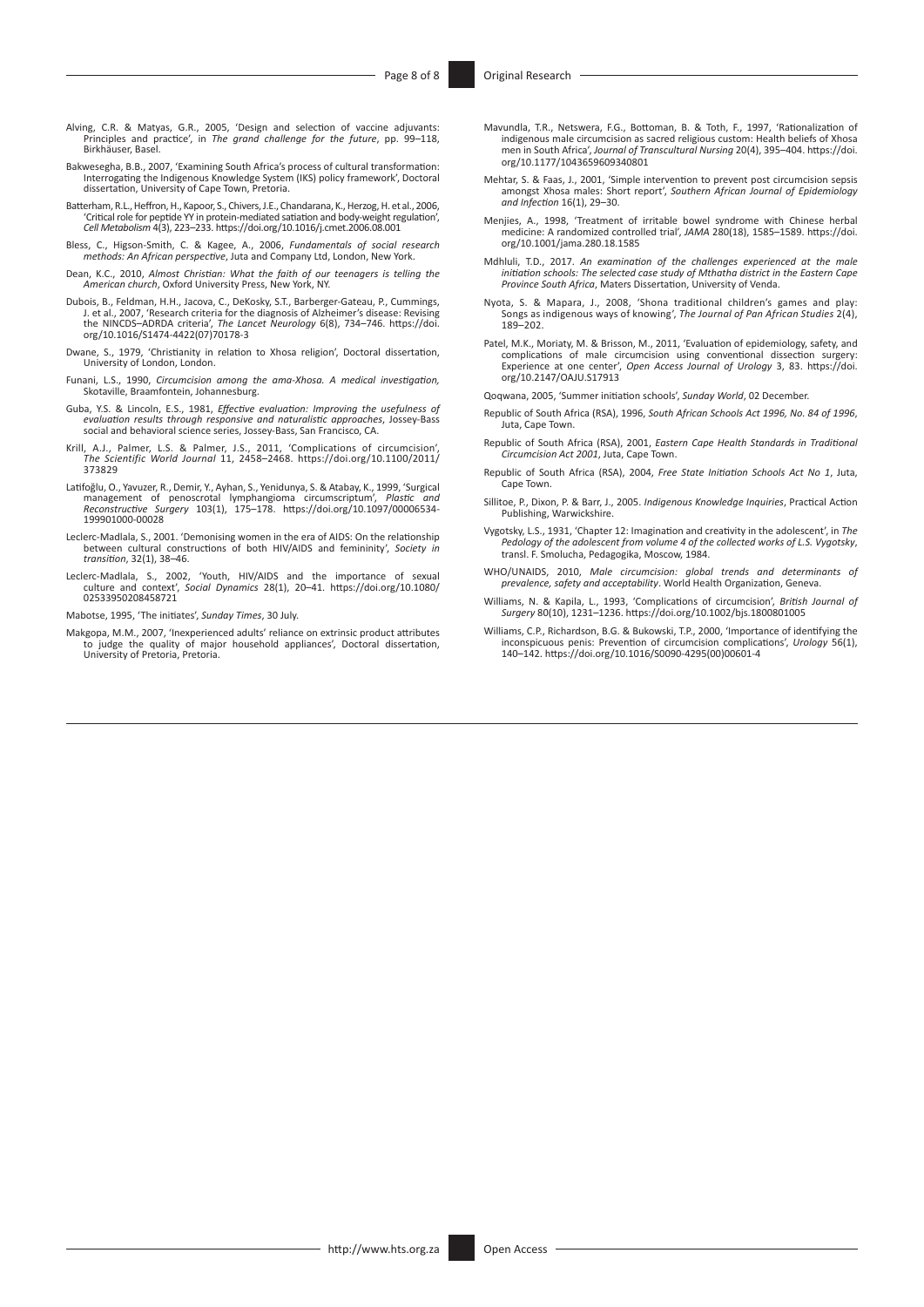Alving, C.R. & Matyas, G.R., 2005, 'Design and selection of vaccine adjuvants: Principles and practice', in *The grand challenge for the future*, pp. 99–118, Birkhäuser, Basel.

Bakwesegha, B.B., 2007, 'Examining South Africa's process of cultural transformation: Interrogating the Indigenous Knowledge System (IKS) policy framework', Doctoral dissertation, University of Cape Town, Pretoria.

Batterham, R.L., Heffron, H., Kapoor, S., Chivers, J.E., Chandarana, K., Herzog, H. et al., 2006, 'Critical role for peptide YY in protein-mediated satiation and body-weight regulation', *Cell Metabolism* 4(3), 223–233. https://doi.org/10.1016/j.cmet.2006.08.001

Bless, C., Higson-Smith, C. & Kagee, A., 2006, *Fundamentals of social research methods: An African perspective*, Juta and Company Ltd, London, New York.

Dean, K.C., 2010, *Almost Christian: What the faith of our teenagers is telling the American church*, Oxford University Press, New York, NY.

Dubois, B., Feldman, H.H., Jacova, C., DeKosky, S.T., Barberger-Gateau, P., Cummings, J. et al., 2007, 'Research criteria for the diagnosis of Alzheimer's disease: Revising the NINCDS–ADRDA criteria', *The Lancet Neurology* 6(8), 734–746. https://doi.org/10.1016/S1474-4422(07)70178-3

Dwane, S., 1979, 'Christianity in relation to Xhosa religion', Doctoral dissertation, University of London, London.

Funani, L.S., 1990, *Circumcision among the ama-Xhosa. A medical investigation,* Skotaville, Braamfontein, Johannesburg.

Guba, Y.S. & Lincoln, E.S., 1981, *Effective evaluation: Improving the usefulness of evaluation results through responsive and naturalistic approaches*, Jossey-Bass social and behavioral science series, Jossey-Bass, San Francisco, CA.

Krill, A.J., Palmer, L.S. & Palmer, J.S., 2011, 'Complications of circumcision', *The Scientific World Journal* 11, 2458–2468. https://doi.org/10.1100/2011/373829

Latifoğlu, O., Yavuzer, R., Demir, Y., Ayhan, S., Yenidunya, S. & Atabay, K., 1999, 'Surgical management of penoscrotal lymphangioma circumscriptum', *Plastic and Reconstructive Surgery* 103(1), 175–178. https://doi.org/10.1097/00006534-199901000-00028

Leclerc-Madlala, S., 2001. 'Demonising women in the era of AIDS: On the relationship between cultural constructions of both HIV/AIDS and femininity', *Society in transition*, 32(1), 38–46.

Leclerc-Madlala, S., 2002, 'Youth, HIV/AIDS and the importance of sexual culture and context', *Social Dynamics* 28(1), 20–41. https://doi.org/10.1080/02533950208458721

Mabotse, 1995, 'The initiates', *Sunday Times*, 30 July.

Makgopa, M.M., 2007, 'Inexperienced adults' reliance on extrinsic product attributes to judge the quality of major household appliances', Doctoral dissertation, University of Pretoria, Pretoria.

Mavundla, T.R., Netswera, F.G., Bottoman, B. & Toth, F., 1997, 'Rationalization of indigenous male circumcision as sacred religious custom: Health beliefs of Xhosa men in South Africa', *Journal of Transcultural Nursing* 20(4), 395–404. https://doi.org/10.1177/1043659609340801

Mehtar, S. & Faas, J., 2001, 'Simple intervention to prevent post circumcision sepsis amongst Xhosa males: Short report', *Southern African Journal of Epidemiology and Infection* 16(1), 29–30.

Menjies, A., 1998, 'Treatment of irritable bowel syndrome with Chinese herbal medicine: A randomized controlled trial', *JAMA* 280(18), 1585–1589. https://doi.org/10.1001/jama.280.18.1585

Mdhluli, T.D., 2017. *An examination of the challenges experienced at the male initiation schools: The selected case study of Mthatha district in the Eastern Cape Province South Africa*, Maters Dissertation, University of Venda.

Nyota, S. & Mapara, J., 2008, 'Shona traditional children's games and play: Songs as indigenous ways of knowing', *The Journal of Pan African Studies* 2(4), 189–202.

Patel, M.K., Moriaty, M. & Brisson, M., 2011, 'Evaluation of epidemiology, safety, and complications of male circumcision using conventional dissection surgery: Experience at one center', *Open Access Journal of Urology* 3, 83. https://doi.org/10.2147/OAJU.S17913

Qoqwana, 2005, 'Summer initiation schools', *Sunday World*, 02 December.

Republic of South Africa (RSA), 1996, *South African Schools Act 1996, No. 84 of 1996*, Juta, Cape Town.

Republic of South Africa (RSA), 2001, *Eastern Cape Health Standards in Traditional Circumcision Act 2001*, Juta, Cape Town.

Republic of South Africa (RSA), 2004, *Free State Initiation Schools Act No 1*, Juta, Cape Town.

Sillitoe, P., Dixon, P. & Barr, J., 2005. *Indigenous Knowledge Inquiries*, Practical Action Publishing, Warwickshire.

Vygotsky, L.S., 1931, 'Chapter 12: Imagination and creativity in the adolescent', in *The Pedology of the adolescent from volume 4 of the collected works of L.S. Vygotsky*, transl. F. Smolucha, Pedagogika, Moscow, 1984.

WHO/UNAIDS, 2010, *Male circumcision: global trends and determinants of prevalence, safety and acceptability*. World Health Organization, Geneva.

Williams, N. & Kapila, L., 1993, 'Complications of circumcision', *British Journal of Surgery* 80(10), 1231–1236. https://doi.org/10.1002/bjs.1800801005

Williams, C.P., Richardson, B.G. & Bukowski, T.P., 2000, 'Importance of identifying the inconspicuous penis: Prevention of circumcision complications', *Urology* 56(1), 140–142. https://doi.org/10.1016/S0090-4295(00)00601-4